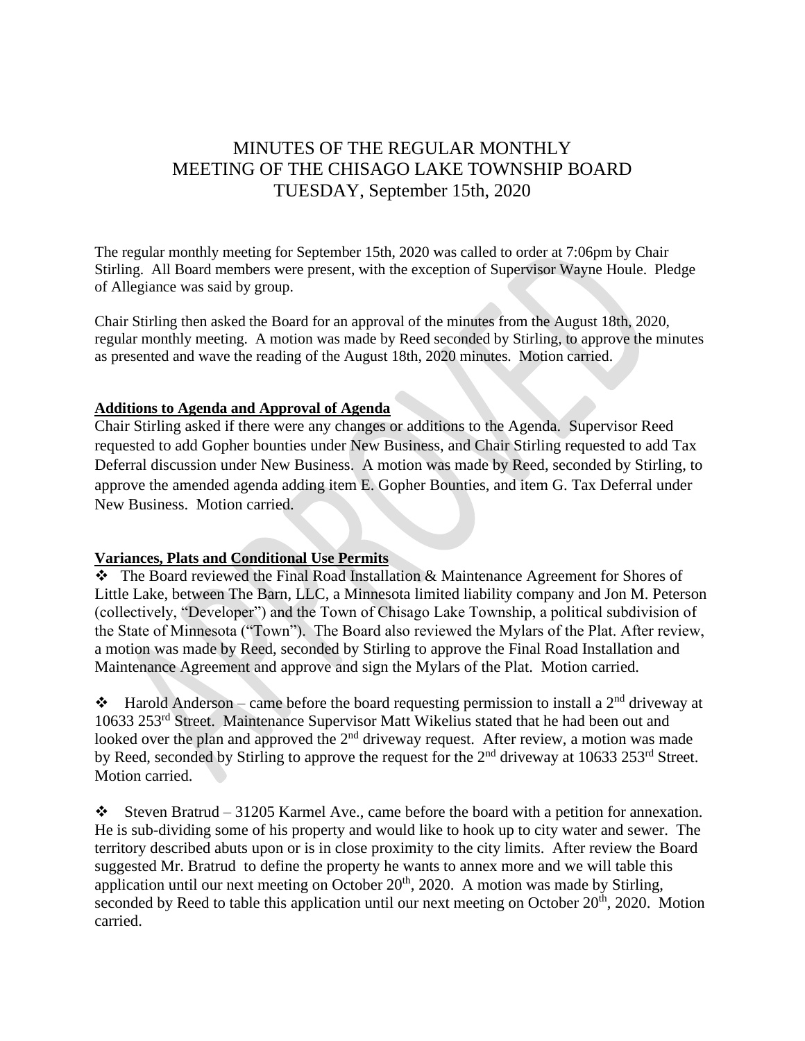# MINUTES OF THE REGULAR MONTHLY MEETING OF THE CHISAGO LAKE TOWNSHIP BOARD TUESDAY, September 15th, 2020

The regular monthly meeting for September 15th, 2020 was called to order at 7:06pm by Chair Stirling. All Board members were present, with the exception of Supervisor Wayne Houle. Pledge of Allegiance was said by group.

Chair Stirling then asked the Board for an approval of the minutes from the August 18th, 2020, regular monthly meeting. A motion was made by Reed seconded by Stirling, to approve the minutes as presented and wave the reading of the August 18th, 2020 minutes. Motion carried.

**Additions to Agenda and Approval of Agenda**

Chair Stirling asked if there were any changes or additions to the Agenda. Supervisor Reed requested to add Gopher bounties under New Business, and Chair Stirling requested to add Tax Deferral discussion under New Business. A motion was made by Reed, seconded by Stirling, to approve the amended agenda adding item E. Gopher Bounties, and item G. Tax Deferral under New Business. Motion carried.

**Variances, Plats and Conditional Use Permits**

❖ The Board reviewed the Final Road Installation & Maintenance Agreement for Shores of Little Lake, between The Barn, LLC, a Minnesota limited liability company and Jon M. Peterson (collectively, "Developer") and the Town of Chisago Lake Township, a political subdivision of the State of Minnesota ("Town"). The Board also reviewed the Mylars of the Plat. After review, a motion was made by Reed, seconded by Stirling to approve the Final Road Installation and Maintenance Agreement and approve and sign the Mylars of the Plat. Motion carried.

❖ Harold Anderson – came before the board requesting permission to install a 2nd driveway at 10633 253rd Street. Maintenance Supervisor Matt Wikelius stated that he had been out and looked over the plan and approved the 2nd driveway request. After review, a motion was made by Reed, seconded by Stirling to approve the request for the 2nd driveway at 10633 253rd Street. Motion carried.

❖ Steven Bratrud – 31205 Karmel Ave., came before the board with a petition for annexation. He is sub-dividing some of his property and would like to hook up to city water and sewer. The territory described abuts upon or is in close proximity to the city limits. After review the Board suggested Mr. Bratrud to define the property he wants to annex more and we will table this application until our next meeting on October 20th, 2020. A motion was made by Stirling, seconded by Reed to table this application until our next meeting on October 20th, 2020. Motion carried.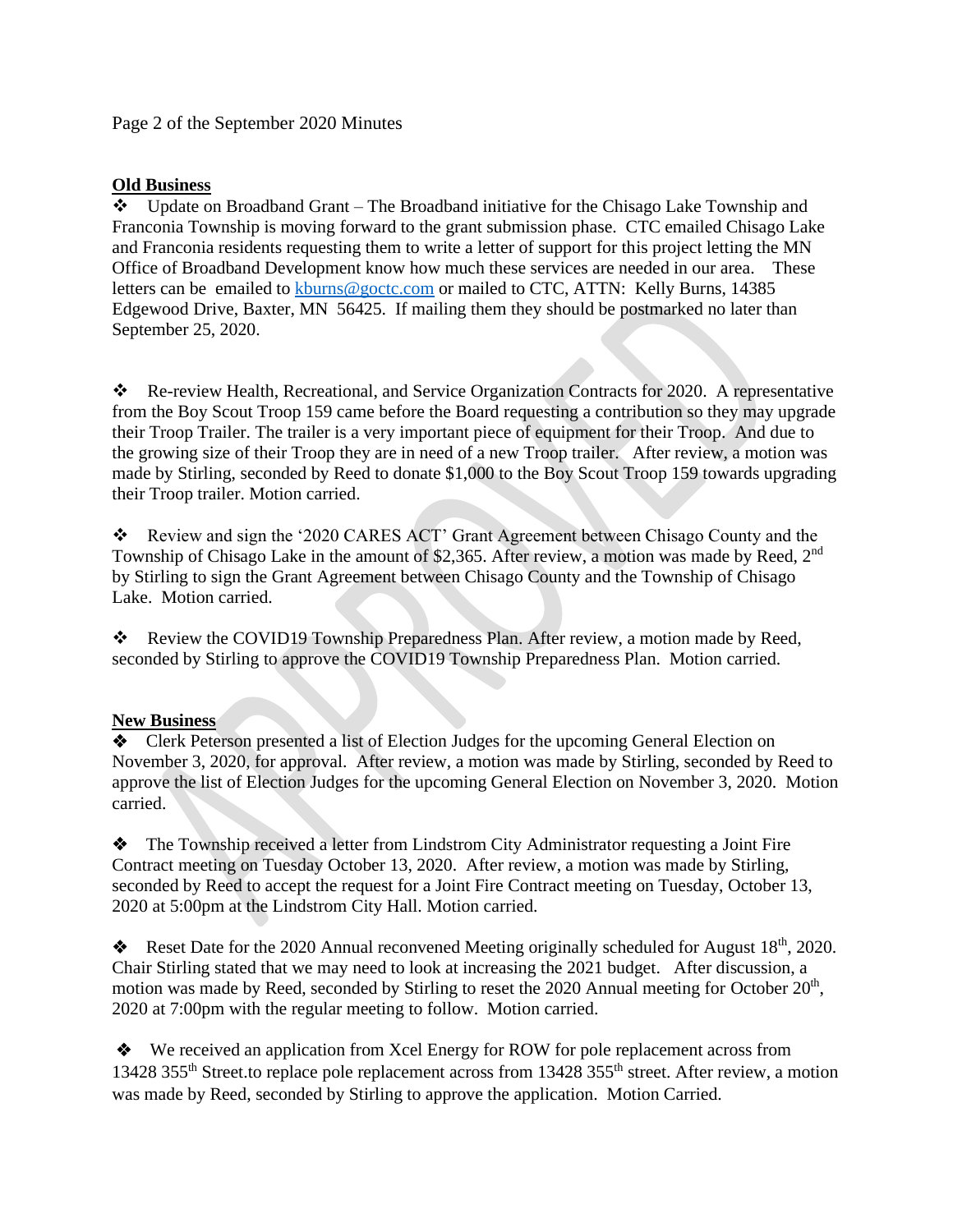Page 2 of the September 2020 Minutes

**Old Business**

❖ Update on Broadband Grant – The Broadband initiative for the Chisago Lake Township and Franconia Township is moving forward to the grant submission phase. CTC emailed Chisago Lake and Franconia residents requesting them to write a letter of support for this project letting the MN Office of Broadband Development know how much these services are needed in our area. These letters can be emailed to kburns@goctc.com or mailed to CTC, ATTN: Kelly Burns, 14385 Edgewood Drive, Baxter, MN 56425. If mailing them they should be postmarked no later than September 25, 2020.

❖ Re-review Health, Recreational, and Service Organization Contracts for 2020. A representative from the Boy Scout Troop 159 came before the Board requesting a contribution so they may upgrade their Troop Trailer. The trailer is a very important piece of equipment for their Troop. And due to the growing size of their Troop they are in need of a new Troop trailer. After review, a motion was made by Stirling, seconded by Reed to donate $1,000 to the Boy Scout Troop 159 towards upgrading their Troop trailer. Motion carried.

❖ Review and sign the '2020 CARES ACT' Grant Agreement between Chisago County and the Township of Chisago Lake in the amount of $2,365. After review, a motion was made by Reed, 2nd by Stirling to sign the Grant Agreement between Chisago County and the Township of Chisago Lake. Motion carried.

❖ Review the COVID19 Township Preparedness Plan. After review, a motion made by Reed, seconded by Stirling to approve the COVID19 Township Preparedness Plan. Motion carried.

**New Business**

❖ Clerk Peterson presented a list of Election Judges for the upcoming General Election on November 3, 2020, for approval. After review, a motion was made by Stirling, seconded by Reed to approve the list of Election Judges for the upcoming General Election on November 3, 2020. Motion carried.

❖ The Township received a letter from Lindstrom City Administrator requesting a Joint Fire Contract meeting on Tuesday October 13, 2020. After review, a motion was made by Stirling, seconded by Reed to accept the request for a Joint Fire Contract meeting on Tuesday, October 13, 2020 at 5:00pm at the Lindstrom City Hall. Motion carried.

❖ Reset Date for the 2020 Annual reconvened Meeting originally scheduled for August 18th, 2020. Chair Stirling stated that we may need to look at increasing the 2021 budget. After discussion, a motion was made by Reed, seconded by Stirling to reset the 2020 Annual meeting for October 20th, 2020 at 7:00pm with the regular meeting to follow. Motion carried.

❖ We received an application from Xcel Energy for ROW for pole replacement across from 13428 355th Street.to replace pole replacement across from 13428 355th street. After review, a motion was made by Reed, seconded by Stirling to approve the application. Motion Carried.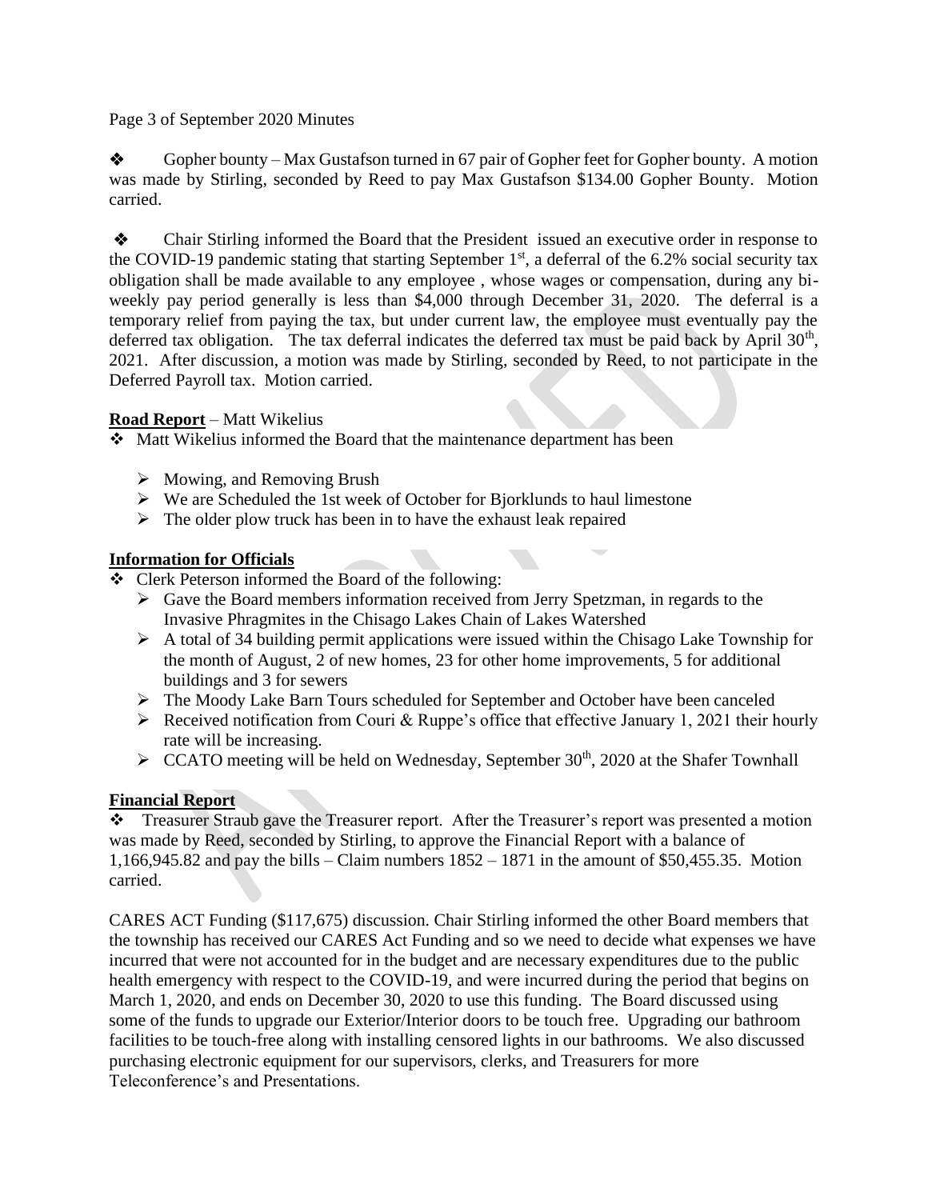Page 3 of September 2020 Minutes

- Gopher bounty – Max Gustafson turned in 67 pair of Gopher feet for Gopher bounty. A motion was made by Stirling, seconded by Reed to pay Max Gustafson $134.00 Gopher Bounty. Motion carried.

- Chair Stirling informed the Board that the President issued an executive order in response to the COVID-19 pandemic stating that starting September 1st, a deferral of the 6.2% social security tax obligation shall be made available to any employee , whose wages or compensation, during any bi-weekly pay period generally is less than $4,000 through December 31, 2020. The deferral is a temporary relief from paying the tax, but under current law, the employee must eventually pay the deferred tax obligation. The tax deferral indicates the deferred tax must be paid back by April 30th, 2021. After discussion, a motion was made by Stirling, seconded by Reed, to not participate in the Deferred Payroll tax. Motion carried.

**Road Report** – Matt Wikelius

- Matt Wikelius informed the Board that the maintenance department has been
  - Mowing, and Removing Brush
  - We are Scheduled the 1st week of October for Bjorklunds to haul limestone
  - The older plow truck has been in to have the exhaust leak repaired

**Information for Officials**

- Clerk Peterson informed the Board of the following:
  - Gave the Board members information received from Jerry Spetzman, in regards to the Invasive Phragmites in the Chisago Lakes Chain of Lakes Watershed
  - A total of 34 building permit applications were issued within the Chisago Lake Township for the month of August, 2 of new homes, 23 for other home improvements, 5 for additional buildings and 3 for sewers
  - The Moody Lake Barn Tours scheduled for September and October have been canceled
  - Received notification from Couri & Ruppe's office that effective January 1, 2021 their hourly rate will be increasing.
  - CCATO meeting will be held on Wednesday, September 30th, 2020 at the Shafer Townhall

**Financial Report**

- Treasurer Straub gave the Treasurer report. After the Treasurer's report was presented a motion was made by Reed, seconded by Stirling, to approve the Financial Report with a balance of 1,166,945.82 and pay the bills – Claim numbers 1852 – 1871 in the amount of $50,455.35. Motion carried.

CARES ACT Funding ($117,675) discussion. Chair Stirling informed the other Board members that the township has received our CARES Act Funding and so we need to decide what expenses we have incurred that were not accounted for in the budget and are necessary expenditures due to the public health emergency with respect to the COVID-19, and were incurred during the period that begins on March 1, 2020, and ends on December 30, 2020 to use this funding. The Board discussed using some of the funds to upgrade our Exterior/Interior doors to be touch free. Upgrading our bathroom facilities to be touch-free along with installing censored lights in our bathrooms. We also discussed purchasing electronic equipment for our supervisors, clerks, and Treasurers for more Teleconference's and Presentations.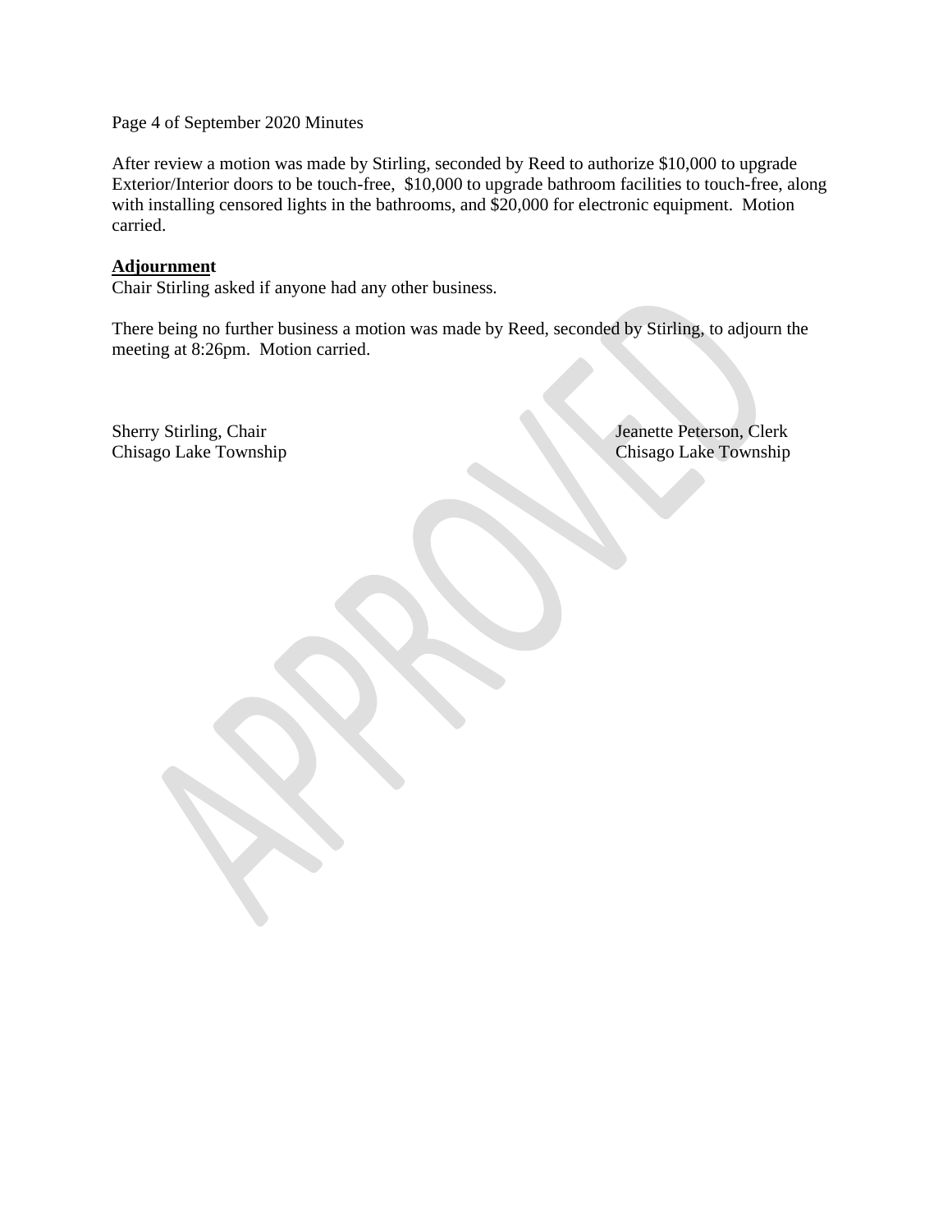After review a motion was made by Stirling, seconded by Reed to authorize $10,000 to upgrade Exterior/Interior doors to be touch-free, $10,000 to upgrade bathroom facilities to touch-free, along with installing censored lights in the bathrooms, and $20,000 for electronic equipment. Motion carried.

**Adjournment**

Chair Stirling asked if anyone had any other business.

There being no further business a motion was made by Reed, seconded by Stirling, to adjourn the meeting at 8:26pm. Motion carried.

Sherry Stirling, Chair
Chisago Lake Township

Jeanette Peterson, Clerk
Chisago Lake Township

APPROVED